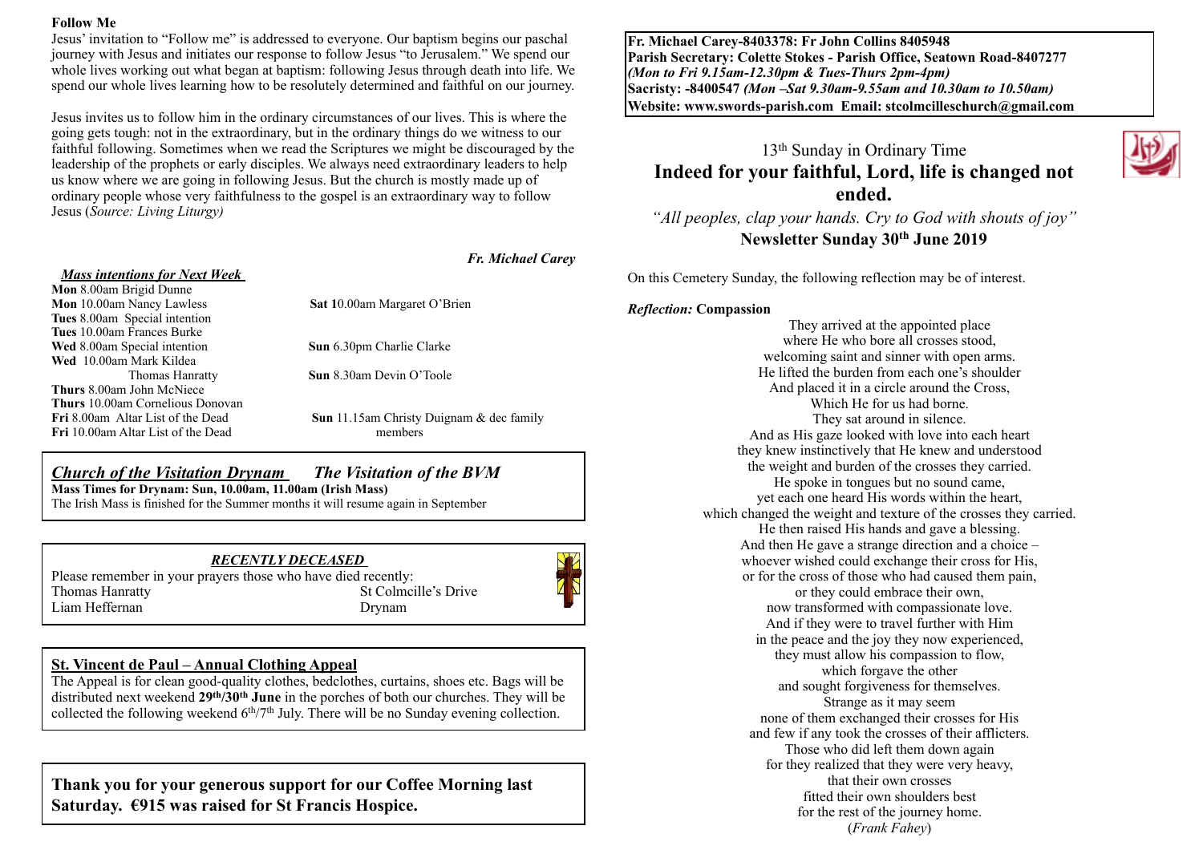**Follow Me**

Jesus' invitation to "Follow me" is addressed to everyone. Our baptism begins our paschal journey with Jesus and initiates our response to follow Jesus "to Jerusalem." We spend our whole lives working out what began at baptism: following Jesus through death into life. We spend our whole lives learning how to be resolutely determined and faithful on our journey.

Jesus invites us to follow him in the ordinary circumstances of our lives. This is where the going gets tough: not in the extraordinary, but in the ordinary things do we witness to our faithful following. Sometimes when we read the Scriptures we might be discouraged by the leadership of the prophets or early disciples. We always need extraordinary leaders to help us know where we are going in following Jesus. But the church is mostly made up of ordinary people whose very faithfulness to the gospel is an extraordinary way to follow Jesus (*Source: Living Liturgy)*

***Fr. Michael Carey***

***Mass intentions for Next Week***

**Mon** 8.00am Brigid Dunne
**Mon** 10.00am Nancy Lawless
**Tues** 8.00am Special intention
**Tues** 10.00am Frances Burke
**Wed** 8.00am Special intention
**Wed** 10.00am Mark Kildea
Thomas Hanratty
**Thurs** 8.00am John McNiece
**Thurs** 10.00am Cornelious Donovan
**Fri** 8.00am Altar List of the Dead
**Fri** 10.00am Altar List of the Dead
**Sat 1**0.00am Margaret O'Brien
**Sun** 6.30pm Charlie Clarke
**Sun** 8.30am Devin O'Toole
**Sun** 11.15am Christy Duignam & dec family members

***Church of the Visitation Drynam*** ***The Visitation of the BVM***

**Mass Times for Drynam: Sun, 10.00am, 11.00am (Irish Mass)**
The Irish Mass is finished for the Summer months it will resume again in September

***RECENTLY DECEASED***

Please remember in your prayers those who have died recently:

Thomas Hanratty St Colmcille's Drive
Liam Heffernan Drynam

**St. Vincent de Paul – Annual Clothing Appeal**

The Appeal is for clean good-quality clothes, bedclothes, curtains, shoes etc. Bags will be distributed next weekend **29th/30th June** in the porches of both our churches. They will be collected the following weekend 6th/7th July. There will be no Sunday evening collection.

**Thank you for your generous support for our Coffee Morning last Saturday. €915 was raised for St Francis Hospice.**

**Fr. Michael Carey-8403378: Fr John Collins 8405948**
**Parish Secretary: Colette Stokes - Parish Office, Seatown Road-8407277**
***(Mon to Fri 9.15am-12.30pm & Tues-Thurs 2pm-4pm)***
**Sacristy: -8400547** ***(Mon –Sat 9.30am-9.55am and 10.30am to 10.50am)***
**Website: www.swords-parish.com Email: stcolmcilleschurch@gmail.com**

13th Sunday in Ordinary Time

# Indeed for your faithful, Lord, life is changed not ended.

*"All peoples, clap your hands. Cry to God with shouts of joy"*

**Newsletter Sunday 30th June 2019**

On this Cemetery Sunday, the following reflection may be of interest.

***Reflection:*** **Compassion**

They arrived at the appointed place
where He who bore all crosses stood,
welcoming saint and sinner with open arms.
He lifted the burden from each one's shoulder
And placed it in a circle around the Cross,
Which He for us had borne.
They sat around in silence.
And as His gaze looked with love into each heart
they knew instinctively that He knew and understood
the weight and burden of the crosses they carried.
He spoke in tongues but no sound came,
yet each one heard His words within the heart,
which changed the weight and texture of the crosses they carried.
He then raised His hands and gave a blessing.
And then He gave a strange direction and a choice –
whoever wished could exchange their cross for His,
or for the cross of those who had caused them pain,
or they could embrace their own,
now transformed with compassionate love.
And if they were to travel further with Him
in the peace and the joy they now experienced,
they must allow his compassion to flow,
which forgave the other
and sought forgiveness for themselves.
Strange as it may seem
none of them exchanged their crosses for His
and few if any took the crosses of their afflicters.
Those who did left them down again
for they realized that they were very heavy,
that their own crosses
fitted their own shoulders best
for the rest of the journey home.
(*Frank Fahey*)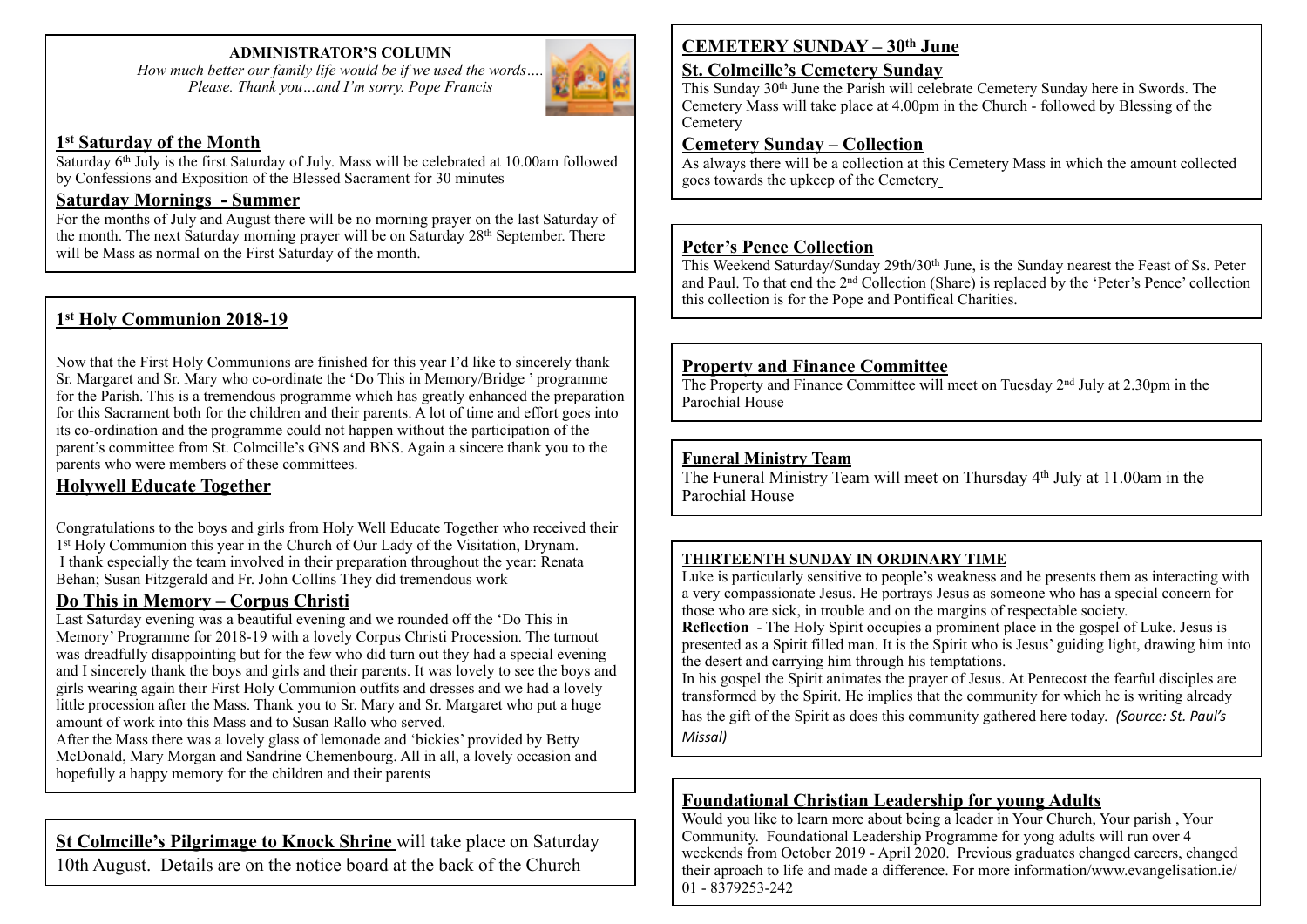**ADMINISTRATOR'S COLUMN**

*How much better our family life would be if we used the words…. Please. Thank you…and I'm sorry. Pope Francis*

## 1st Saturday of the Month

Saturday 6th July is the first Saturday of July. Mass will be celebrated at 10.00am followed by Confessions and Exposition of the Blessed Sacrament for 30 minutes

## Saturday Mornings - Summer

For the months of July and August there will be no morning prayer on the last Saturday of the month. The next Saturday morning prayer will be on Saturday 28th September. There will be Mass as normal on the First Saturday of the month.

## 1st Holy Communion 2018-19

Now that the First Holy Communions are finished for this year I'd like to sincerely thank Sr. Margaret and Sr. Mary who co-ordinate the 'Do This in Memory/Bridge ' programme for the Parish. This is a tremendous programme which has greatly enhanced the preparation for this Sacrament both for the children and their parents. A lot of time and effort goes into its co-ordination and the programme could not happen without the participation of the parent's committee from St. Colmcille's GNS and BNS. Again a sincere thank you to the parents who were members of these committees.

## Holywell Educate Together

Congratulations to the boys and girls from Holy Well Educate Together who received their 1st Holy Communion this year in the Church of Our Lady of the Visitation, Drynam.
I thank especially the team involved in their preparation throughout the year: Renata Behan; Susan Fitzgerald and Fr. John Collins They did tremendous work

## Do This in Memory – Corpus Christi

Last Saturday evening was a beautiful evening and we rounded off the 'Do This in Memory' Programme for 2018-19 with a lovely Corpus Christi Procession. The turnout was dreadfully disappointing but for the few who did turn out they had a special evening and I sincerely thank the boys and girls and their parents. It was lovely to see the boys and girls wearing again their First Holy Communion outfits and dresses and we had a lovely little procession after the Mass. Thank you to Sr. Mary and Sr. Margaret who put a huge amount of work into this Mass and to Susan Rallo who served.
After the Mass there was a lovely glass of lemonade and 'bickies' provided by Betty McDonald, Mary Morgan and Sandrine Chemenbourg. All in all, a lovely occasion and hopefully a happy memory for the children and their parents

**St Colmcille's Pilgrimage to Knock Shrine** will take place on Saturday 10th August. Details are on the notice board at the back of the Church

## CEMETERY SUNDAY – 30th June

## St. Colmcille's Cemetery Sunday

This Sunday 30th June the Parish will celebrate Cemetery Sunday here in Swords. The Cemetery Mass will take place at 4.00pm in the Church - followed by Blessing of the Cemetery

## Cemetery Sunday – Collection

As always there will be a collection at this Cemetery Mass in which the amount collected goes towards the upkeep of the Cemetery

## Peter's Pence Collection

This Weekend Saturday/Sunday 29th/30th June, is the Sunday nearest the Feast of Ss. Peter and Paul. To that end the 2nd Collection (Share) is replaced by the 'Peter's Pence' collection this collection is for the Pope and Pontifical Charities.

## Property and Finance Committee

The Property and Finance Committee will meet on Tuesday 2nd July at 2.30pm in the Parochial House

## Funeral Ministry Team

The Funeral Ministry Team will meet on Thursday 4th July at 11.00am in the Parochial House

## THIRTEENTH SUNDAY IN ORDINARY TIME

Luke is particularly sensitive to people's weakness and he presents them as interacting with a very compassionate Jesus. He portrays Jesus as someone who has a special concern for those who are sick, in trouble and on the margins of respectable society.
**Reflection** - The Holy Spirit occupies a prominent place in the gospel of Luke. Jesus is presented as a Spirit filled man. It is the Spirit who is Jesus' guiding light, drawing him into the desert and carrying him through his temptations.
In his gospel the Spirit animates the prayer of Jesus. At Pentecost the fearful disciples are transformed by the Spirit. He implies that the community for which he is writing already has the gift of the Spirit as does this community gathered here today. *(Source: St. Paul's Missal)*

## Foundational Christian Leadership for young Adults

Would you like to learn more about being a leader in Your Church, Your parish , Your Community. Foundational Leadership Programme for yong adults will run over 4 weekends from October 2019 - April 2020. Previous graduates changed careers, changed their aproach to life and made a difference. For more information/www.evangelisation.ie/ 01 - 8379253-242